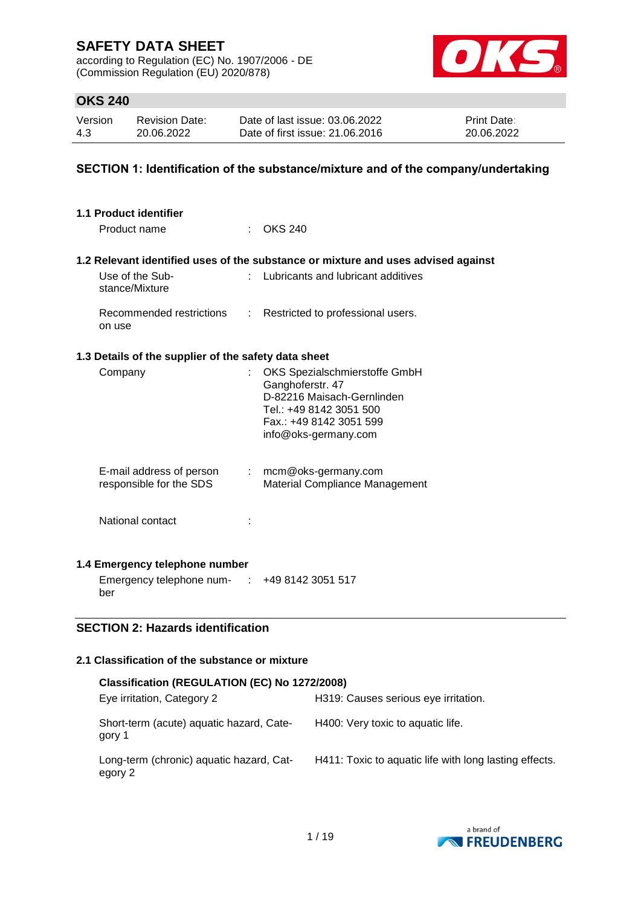# SAFETY DATA SHEET

according to Regulation (EC) No. 1907/2006 - DE
(Commission Regulation (EU) 2020/878)

## OKS 240

| Version | Revision Date: | Date of last issue: 03.06.2022 | Print Date: |
|---|---|---|---|
| 4.3 | 20.06.2022 | Date of first issue: 21.06.2016 | 20.06.2022 |

## SECTION 1: Identification of the substance/mixture and of the company/undertaking

### 1.1 Product identifier

Product name : OKS 240

### 1.2 Relevant identified uses of the substance or mixture and uses advised against

Use of the Substance/Mixture : Lubricants and lubricant additives

Recommended restrictions on use : Restricted to professional users.

### 1.3 Details of the supplier of the safety data sheet

Company : OKS Spezialschmierstoffe GmbH
Ganghoferstr. 47
D-82216 Maisach-Gernlinden
Tel.: +49 8142 3051 500
Fax.: +49 8142 3051 599
info@oks-germany.com

E-mail address of person responsible for the SDS : mcm@oks-germany.com
Material Compliance Management

National contact :

### 1.4 Emergency telephone number

Emergency telephone number : +49 8142 3051 517

## SECTION 2: Hazards identification

### 2.1 Classification of the substance or mixture

**Classification (REGULATION (EC) No 1272/2008)**

| | |
|---|---|
| Eye irritation, Category 2 | H319: Causes serious eye irritation. |
| Short-term (acute) aquatic hazard, Category 1 | H400: Very toxic to aquatic life. |
| Long-term (chronic) aquatic hazard, Category 2 | H411: Toxic to aquatic life with long lasting effects. |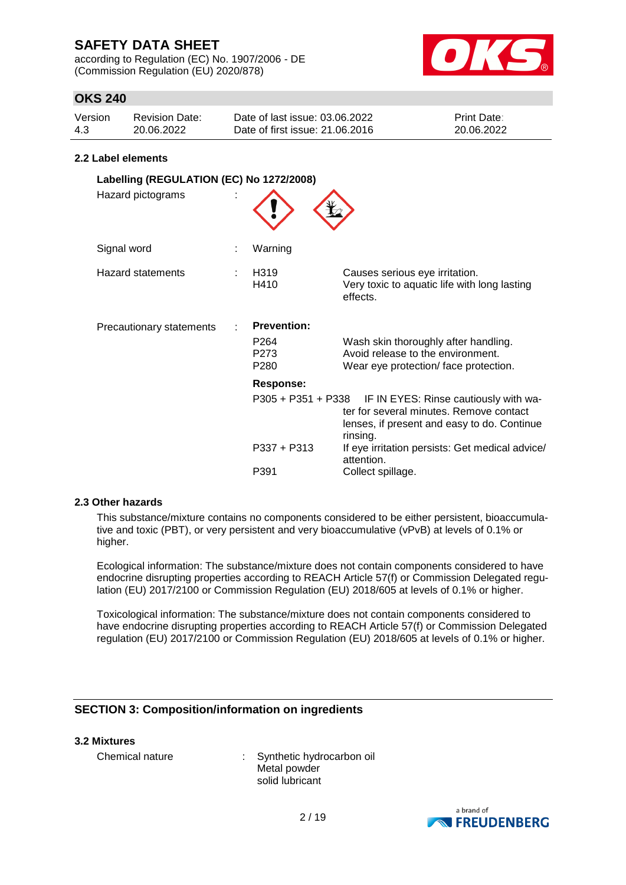### 2.2 Label elements

**Labelling (REGULATION (EC) No 1272/2008)**

Hazard pictograms :

Signal word : Warning

| | | |
|---|---|---|
| Hazard statements : | H319 | Causes serious eye irritation. |
| | H410 | Very toxic to aquatic life with long lasting effects. |
| Precautionary statements : | **Prevention:** | |
| | P264 | Wash skin thoroughly after handling. |
| | P273 | Avoid release to the environment. |
| | P280 | Wear eye protection/ face protection. |
| | **Response:** | |
| | P305 + P351 + P338 | IF IN EYES: Rinse cautiously with water for several minutes. Remove contact lenses, if present and easy to do. Continue rinsing. |
| | P337 + P313 | If eye irritation persists: Get medical advice/ attention. |
| | P391 | Collect spillage. |

### 2.3 Other hazards

This substance/mixture contains no components considered to be either persistent, bioaccumulative and toxic (PBT), or very persistent and very bioaccumulative (vPvB) at levels of 0.1% or higher.

Ecological information: The substance/mixture does not contain components considered to have endocrine disrupting properties according to REACH Article 57(f) or Commission Delegated regulation (EU) 2017/2100 or Commission Regulation (EU) 2018/605 at levels of 0.1% or higher.

Toxicological information: The substance/mixture does not contain components considered to have endocrine disrupting properties according to REACH Article 57(f) or Commission Delegated regulation (EU) 2017/2100 or Commission Regulation (EU) 2018/605 at levels of 0.1% or higher.

## SECTION 3: Composition/information on ingredients

### 3.2 Mixtures

Chemical nature : Synthetic hydrocarbon oil
Metal powder
solid lubricant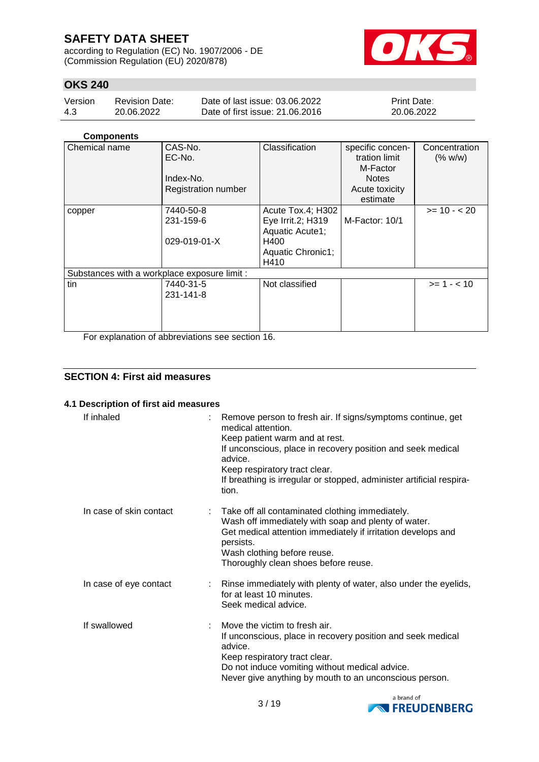**Components**

| Chemical name | CAS-No.<br>EC-No.<br><br>Index-No.<br>Registration number | Classification | specific concentration limit<br>M-Factor<br>Notes<br>Acute toxicity estimate | Concentration (% w/w) |
|---|---|---|---|---|
| copper | 7440-50-8<br>231-159-6<br><br>029-019-01-X | Acute Tox.4; H302<br>Eye Irrit.2; H319<br>Aquatic Acute1; H400<br>Aquatic Chronic1; H410 | M-Factor: 10/1 | >= 10 - < 20 |
| Substances with a workplace exposure limit : | | | | |
| tin | 7440-31-5<br>231-141-8 | Not classified | | >= 1 - < 10 |

For explanation of abbreviations see section 16.

## SECTION 4: First aid measures

### 4.1 Description of first aid measures

If inhaled : Remove person to fresh air. If signs/symptoms continue, get medical attention.
Keep patient warm and at rest.
If unconscious, place in recovery position and seek medical advice.
Keep respiratory tract clear.
If breathing is irregular or stopped, administer artificial respiration.

In case of skin contact : Take off all contaminated clothing immediately.
Wash off immediately with soap and plenty of water.
Get medical attention immediately if irritation develops and persists.
Wash clothing before reuse.
Thoroughly clean shoes before reuse.

In case of eye contact : Rinse immediately with plenty of water, also under the eyelids, for at least 10 minutes.
Seek medical advice.

If swallowed : Move the victim to fresh air.
If unconscious, place in recovery position and seek medical advice.
Keep respiratory tract clear.
Do not induce vomiting without medical advice.
Never give anything by mouth to an unconscious person.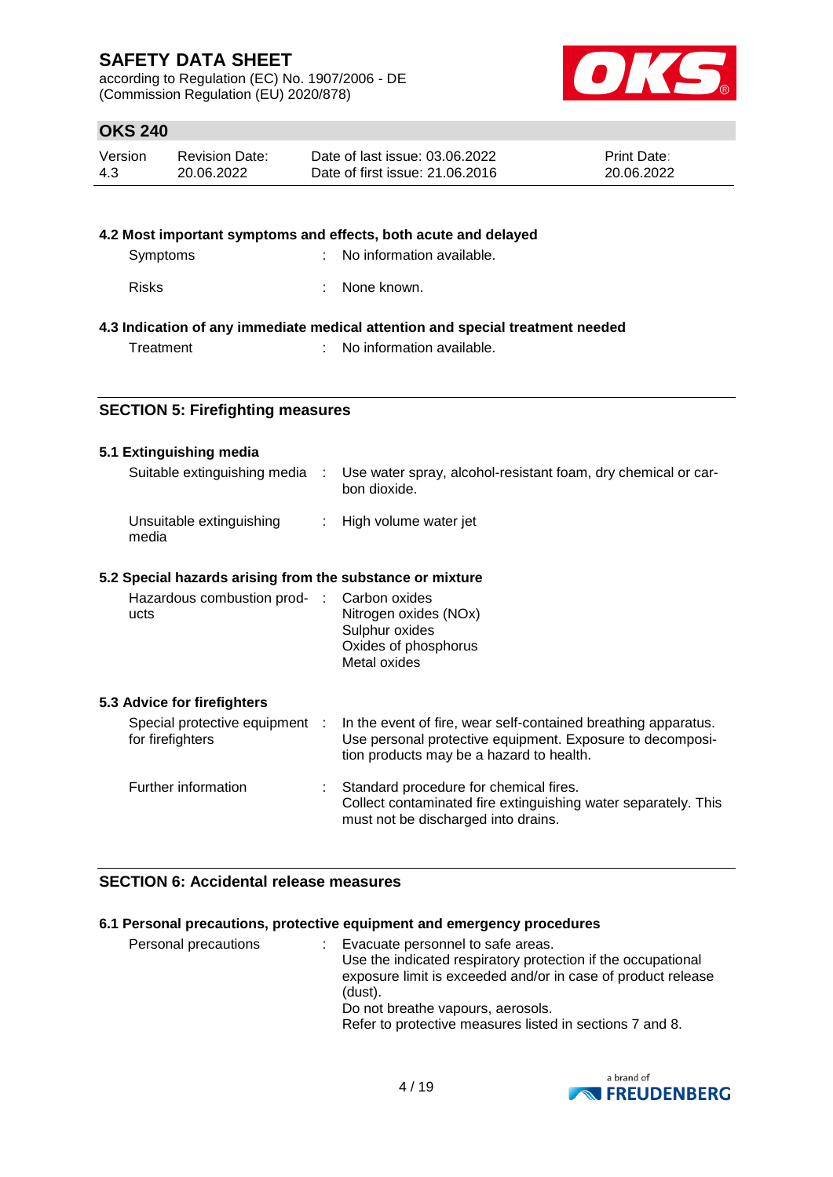### 4.2 Most important symptoms and effects, both acute and delayed

| | | |
|---|---|---|
| Symptoms | : | No information available. |
| Risks | : | None known. |

### 4.3 Indication of any immediate medical attention and special treatment needed

| | | |
|---|---|---|
| Treatment | : | No information available. |

## SECTION 5: Firefighting measures

### 5.1 Extinguishing media

| | | |
|---|---|---|
| Suitable extinguishing media | : | Use water spray, alcohol-resistant foam, dry chemical or carbon dioxide. |
| Unsuitable extinguishing media | : | High volume water jet |

### 5.2 Special hazards arising from the substance or mixture

| | | |
|---|---|---|
| Hazardous combustion products | : | Carbon oxides<br>Nitrogen oxides (NOx)<br>Sulphur oxides<br>Oxides of phosphorus<br>Metal oxides |

### 5.3 Advice for firefighters

| | | |
|---|---|---|
| Special protective equipment for firefighters | : | In the event of fire, wear self-contained breathing apparatus. Use personal protective equipment. Exposure to decomposition products may be a hazard to health. |
| Further information | : | Standard procedure for chemical fires.<br>Collect contaminated fire extinguishing water separately. This must not be discharged into drains. |

## SECTION 6: Accidental release measures

### 6.1 Personal precautions, protective equipment and emergency procedures

| | | |
|---|---|---|
| Personal precautions | : | Evacuate personnel to safe areas.<br>Use the indicated respiratory protection if the occupational exposure limit is exceeded and/or in case of product release (dust).<br>Do not breathe vapours, aerosols.<br>Refer to protective measures listed in sections 7 and 8. |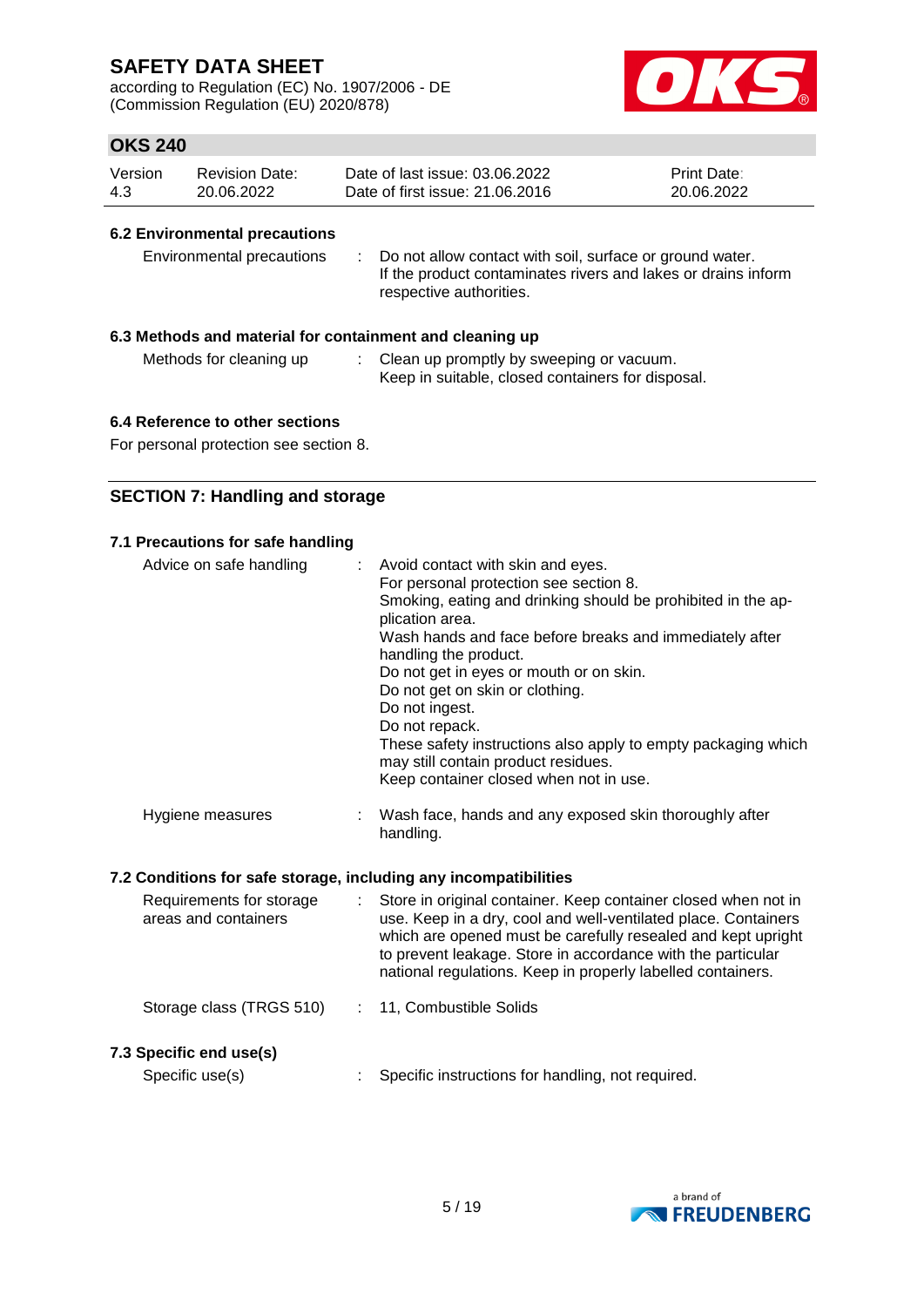### 6.2 Environmental precautions

| | | |
|---|---|---|
| Environmental precautions | : | Do not allow contact with soil, surface or ground water. If the product contaminates rivers and lakes or drains inform respective authorities. |

### 6.3 Methods and material for containment and cleaning up

| | | |
|---|---|---|
| Methods for cleaning up | : | Clean up promptly by sweeping or vacuum. Keep in suitable, closed containers for disposal. |

### 6.4 Reference to other sections

For personal protection see section 8.

## SECTION 7: Handling and storage

### 7.1 Precautions for safe handling

| | | |
|---|---|---|
| Advice on safe handling | : | Avoid contact with skin and eyes.<br>For personal protection see section 8.<br>Smoking, eating and drinking should be prohibited in the application area.<br>Wash hands and face before breaks and immediately after handling the product.<br>Do not get in eyes or mouth or on skin.<br>Do not get on skin or clothing.<br>Do not ingest.<br>Do not repack.<br>These safety instructions also apply to empty packaging which may still contain product residues.<br>Keep container closed when not in use. |
| Hygiene measures | : | Wash face, hands and any exposed skin thoroughly after handling. |

### 7.2 Conditions for safe storage, including any incompatibilities

| | | |
|---|---|---|
| Requirements for storage areas and containers | : | Store in original container. Keep container closed when not in use. Keep in a dry, cool and well-ventilated place. Containers which are opened must be carefully resealed and kept upright to prevent leakage. Store in accordance with the particular national regulations. Keep in properly labelled containers. |
| Storage class (TRGS 510) | : | 11, Combustible Solids |

### 7.3 Specific end use(s)

| | | |
|---|---|---|
| Specific use(s) | : | Specific instructions for handling, not required. |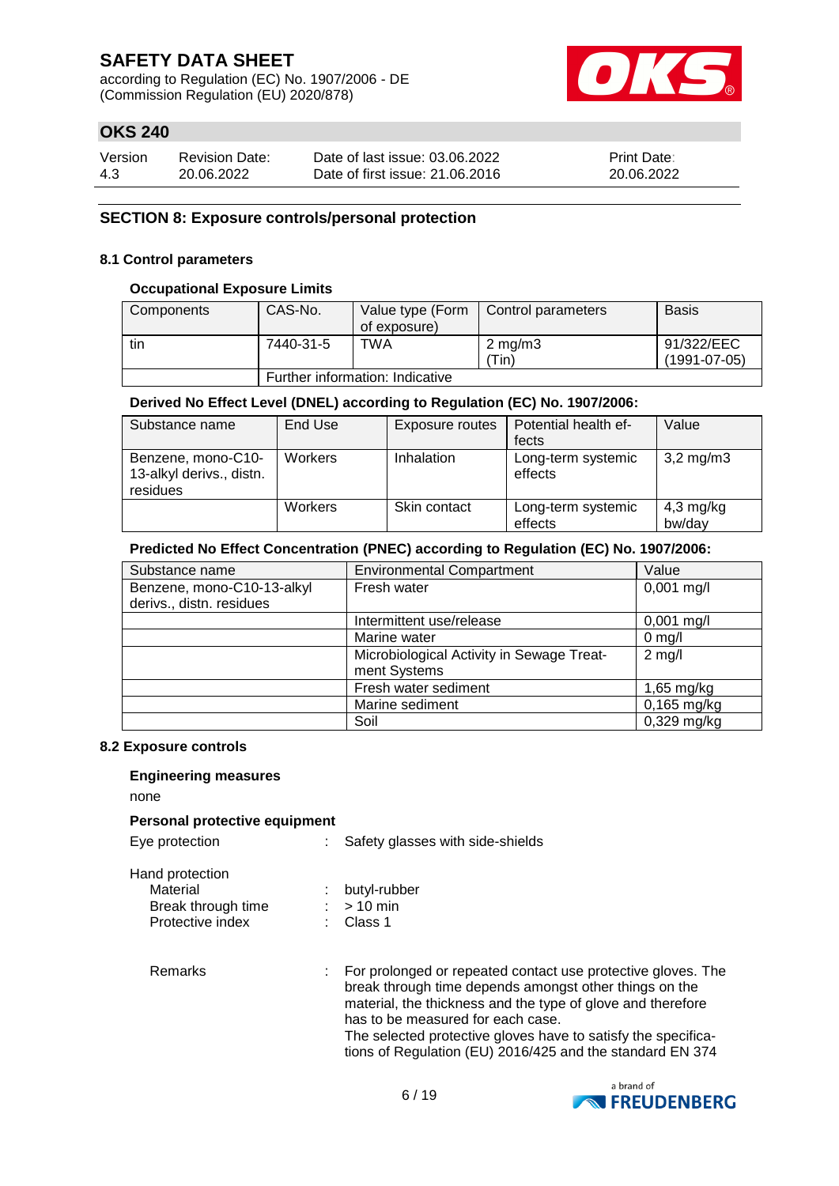## SECTION 8: Exposure controls/personal protection

### 8.1 Control parameters

#### Occupational Exposure Limits

| Components | CAS-No. | Value type (Form of exposure) | Control parameters | Basis |
|---|---|---|---|---|
| tin | 7440-31-5 | TWA | 2 mg/m3 (Tin) | 91/322/EEC (1991-07-05) |
| | Further information: Indicative | | | |

#### Derived No Effect Level (DNEL) according to Regulation (EC) No. 1907/2006:

| Substance name | End Use | Exposure routes | Potential health effects | Value |
|---|---|---|---|---|
| Benzene, mono-C10-13-alkyl derivs., distn. residues | Workers | Inhalation | Long-term systemic effects | 3,2 mg/m3 |
| | Workers | Skin contact | Long-term systemic effects | 4,3 mg/kg bw/day |

#### Predicted No Effect Concentration (PNEC) according to Regulation (EC) No. 1907/2006:

| Substance name | Environmental Compartment | Value |
|---|---|---|
| Benzene, mono-C10-13-alkyl derivs., distn. residues | Fresh water | 0,001 mg/l |
| | Intermittent use/release | 0,001 mg/l |
| | Marine water | 0 mg/l |
| | Microbiological Activity in Sewage Treatment Systems | 2 mg/l |
| | Fresh water sediment | 1,65 mg/kg |
| | Marine sediment | 0,165 mg/kg |
| | Soil | 0,329 mg/kg |

### 8.2 Exposure controls

#### Engineering measures

none

#### Personal protective equipment

Eye protection : Safety glasses with side-shields

Hand protection
- Material : butyl-rubber
- Break through time : > 10 min
- Protective index : Class 1

Remarks : For prolonged or repeated contact use protective gloves. The break through time depends amongst other things on the material, the thickness and the type of glove and therefore has to be measured for each case.
The selected protective gloves have to satisfy the specifications of Regulation (EU) 2016/425 and the standard EN 374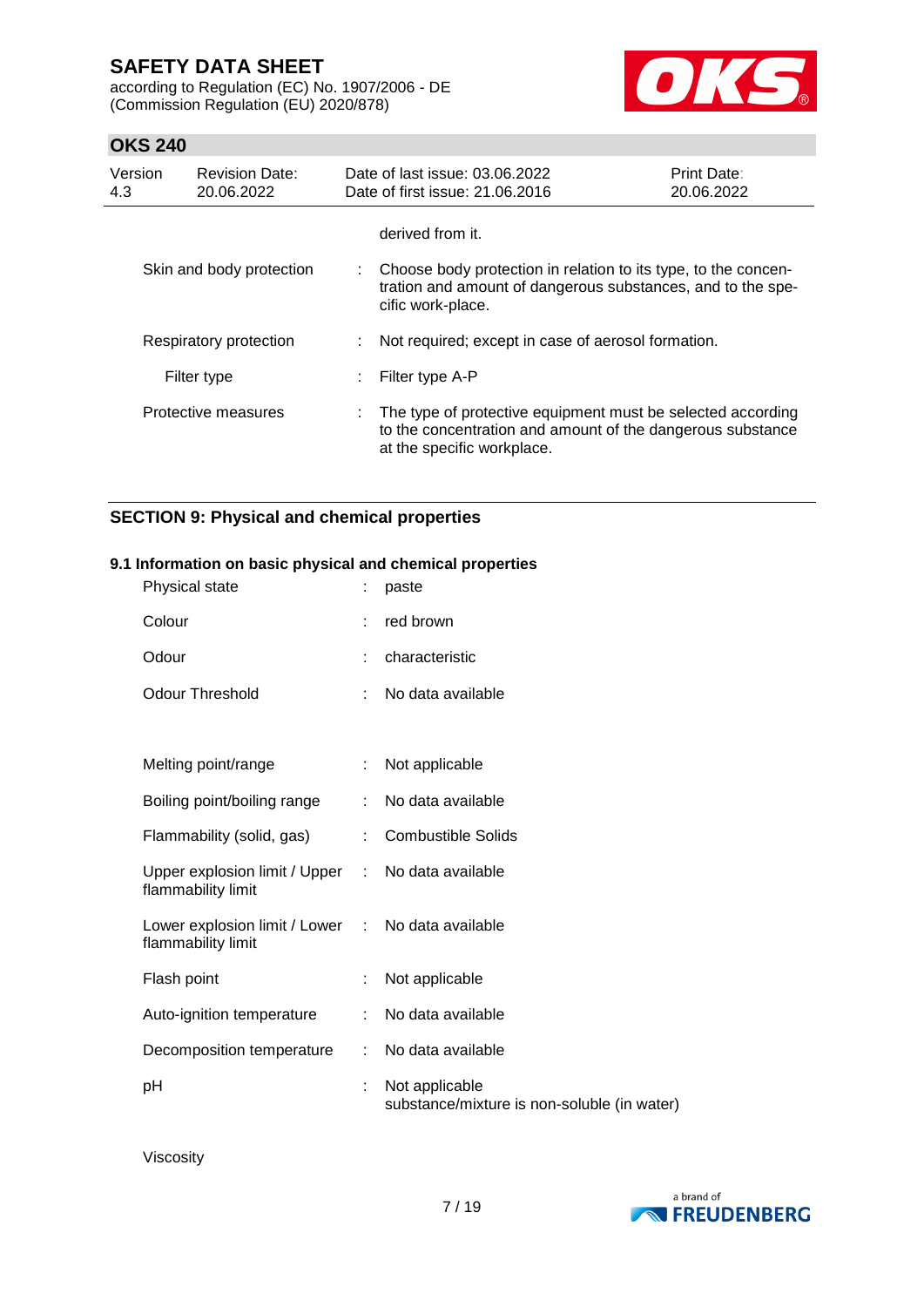derived from it.

| | | |
|---|---|---|
| Skin and body protection | : | Choose body protection in relation to its type, to the concentration and amount of dangerous substances, and to the specific work-place. |
| Respiratory protection | : | Not required; except in case of aerosol formation. |
| Filter type | : | Filter type A-P |
| Protective measures | : | The type of protective equipment must be selected according to the concentration and amount of the dangerous substance at the specific workplace. |

## SECTION 9: Physical and chemical properties

### 9.1 Information on basic physical and chemical properties

| | | |
|---|---|---|
| Physical state | : | paste |
| Colour | : | red brown |
| Odour | : | characteristic |
| Odour Threshold | : | No data available |
| Melting point/range | : | Not applicable |
| Boiling point/boiling range | : | No data available |
| Flammability (solid, gas) | : | Combustible Solids |
| Upper explosion limit / Upper flammability limit | : | No data available |
| Lower explosion limit / Lower flammability limit | : | No data available |
| Flash point | : | Not applicable |
| Auto-ignition temperature | : | No data available |
| Decomposition temperature | : | No data available |
| pH | : | Not applicable<br>substance/mixture is non-soluble (in water) |

Viscosity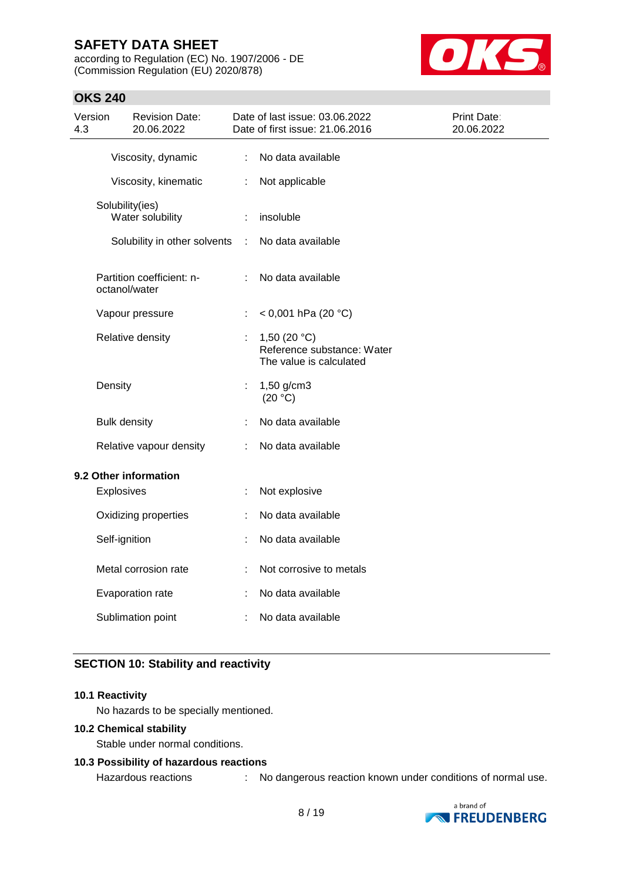| | | |
|---|---|---|
| Viscosity, dynamic | : | No data available |
| Viscosity, kinematic | : | Not applicable |
| Solubility(ies) Water solubility | : | insoluble |
| Solubility in other solvents | : | No data available |
| Partition coefficient: n-octanol/water | : | No data available |
| Vapour pressure | : | < 0,001 hPa (20 °C) |
| Relative density | : | 1,50 (20 °C) Reference substance: Water The value is calculated |
| Density | : | 1,50 g/cm3 (20 °C) |
| Bulk density | : | No data available |
| Relative vapour density | : | No data available |

**9.2 Other information**

| | | |
|---|---|---|
| Explosives | : | Not explosive |
| Oxidizing properties | : | No data available |
| Self-ignition | : | No data available |
| Metal corrosion rate | : | Not corrosive to metals |
| Evaporation rate | : | No data available |
| Sublimation point | : | No data available |

## SECTION 10: Stability and reactivity

**10.1 Reactivity**

No hazards to be specially mentioned.

**10.2 Chemical stability**

Stable under normal conditions.

**10.3 Possibility of hazardous reactions**

Hazardous reactions : No dangerous reaction known under conditions of normal use.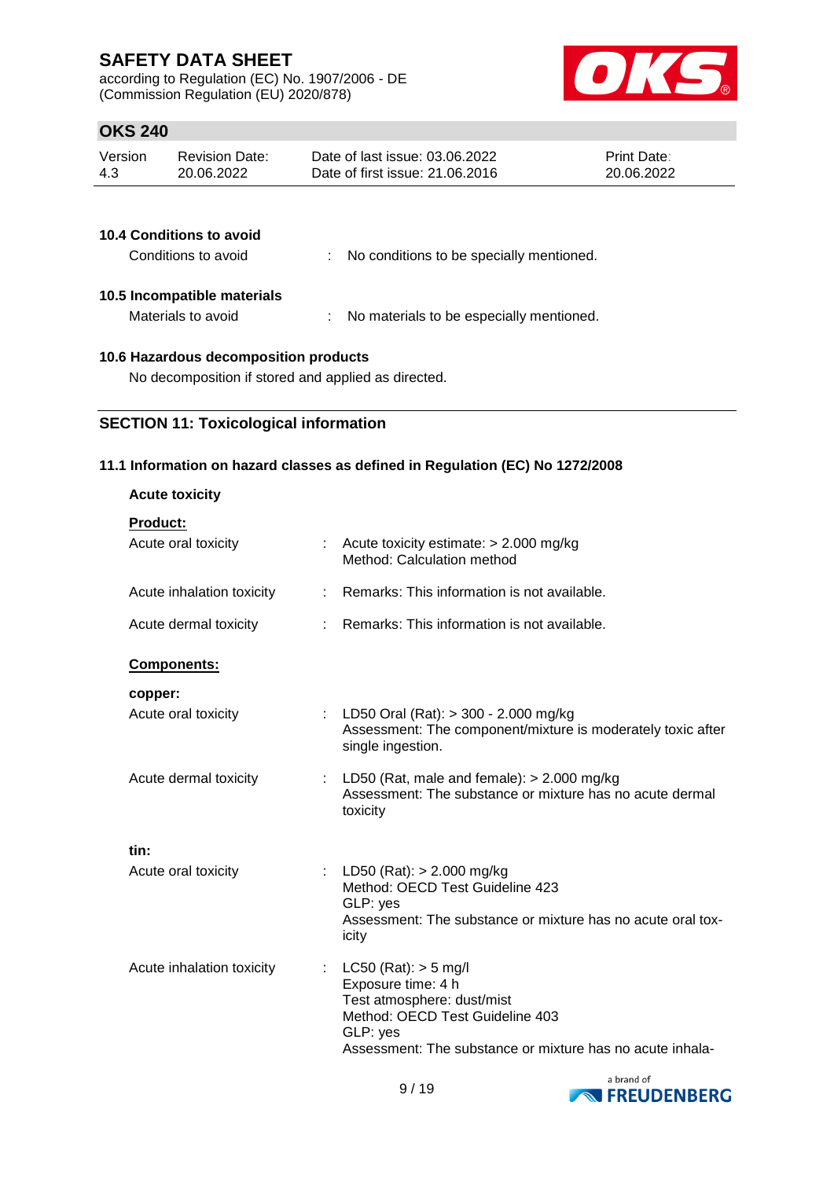### 10.4 Conditions to avoid

Conditions to avoid : No conditions to be specially mentioned.

### 10.5 Incompatible materials

Materials to avoid : No materials to be especially mentioned.

### 10.6 Hazardous decomposition products

No decomposition if stored and applied as directed.

## SECTION 11: Toxicological information

### 11.1 Information on hazard classes as defined in Regulation (EC) No 1272/2008

**Acute toxicity**

**Product:**

Acute oral toxicity : Acute toxicity estimate: > 2.000 mg/kg
Method: Calculation method

Acute inhalation toxicity : Remarks: This information is not available.

Acute dermal toxicity : Remarks: This information is not available.

**Components:**

**copper:**

Acute oral toxicity : LD50 Oral (Rat): > 300 - 2.000 mg/kg
Assessment: The component/mixture is moderately toxic after single ingestion.

Acute dermal toxicity : LD50 (Rat, male and female): > 2.000 mg/kg
Assessment: The substance or mixture has no acute dermal toxicity

**tin:**

Acute oral toxicity : LD50 (Rat): > 2.000 mg/kg
Method: OECD Test Guideline 423
GLP: yes
Assessment: The substance or mixture has no acute oral toxicity

Acute inhalation toxicity : LC50 (Rat): > 5 mg/l
Exposure time: 4 h
Test atmosphere: dust/mist
Method: OECD Test Guideline 403
GLP: yes
Assessment: The substance or mixture has no acute inhala-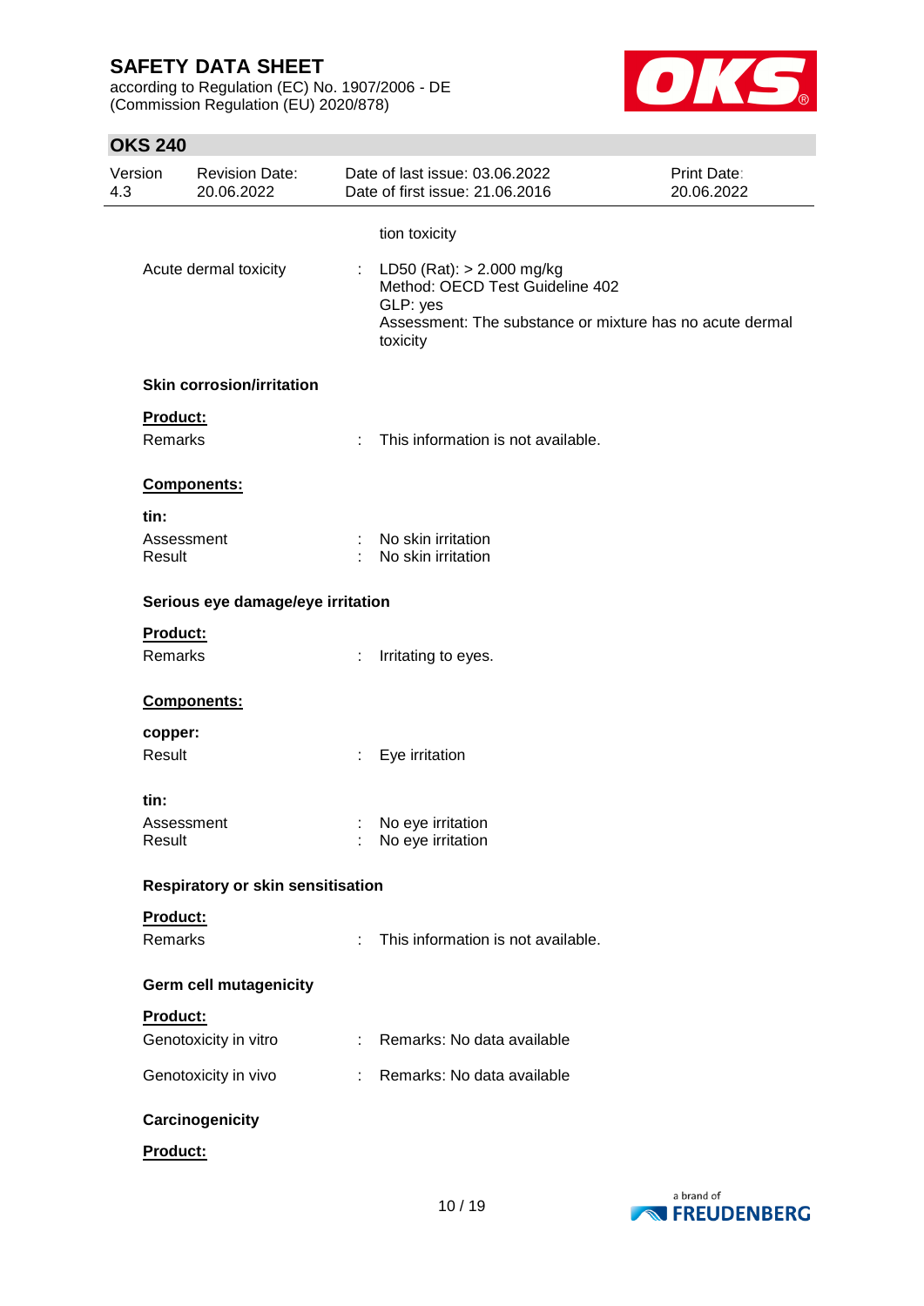tion toxicity

Acute dermal toxicity : LD50 (Rat): > 2.000 mg/kg
Method: OECD Test Guideline 402
GLP: yes
Assessment: The substance or mixture has no acute dermal toxicity

**Skin corrosion/irritation**

**Product:**

Remarks : This information is not available.

**Components:**

**tin:**

Assessment : No skin irritation
Result : No skin irritation

**Serious eye damage/eye irritation**

**Product:**

Remarks : Irritating to eyes.

**Components:**

**copper:**

Result : Eye irritation

**tin:**

Assessment : No eye irritation
Result : No eye irritation

**Respiratory or skin sensitisation**

**Product:**

Remarks : This information is not available.

**Germ cell mutagenicity**

**Product:**

Genotoxicity in vitro : Remarks: No data available

Genotoxicity in vivo : Remarks: No data available

**Carcinogenicity**

**Product:**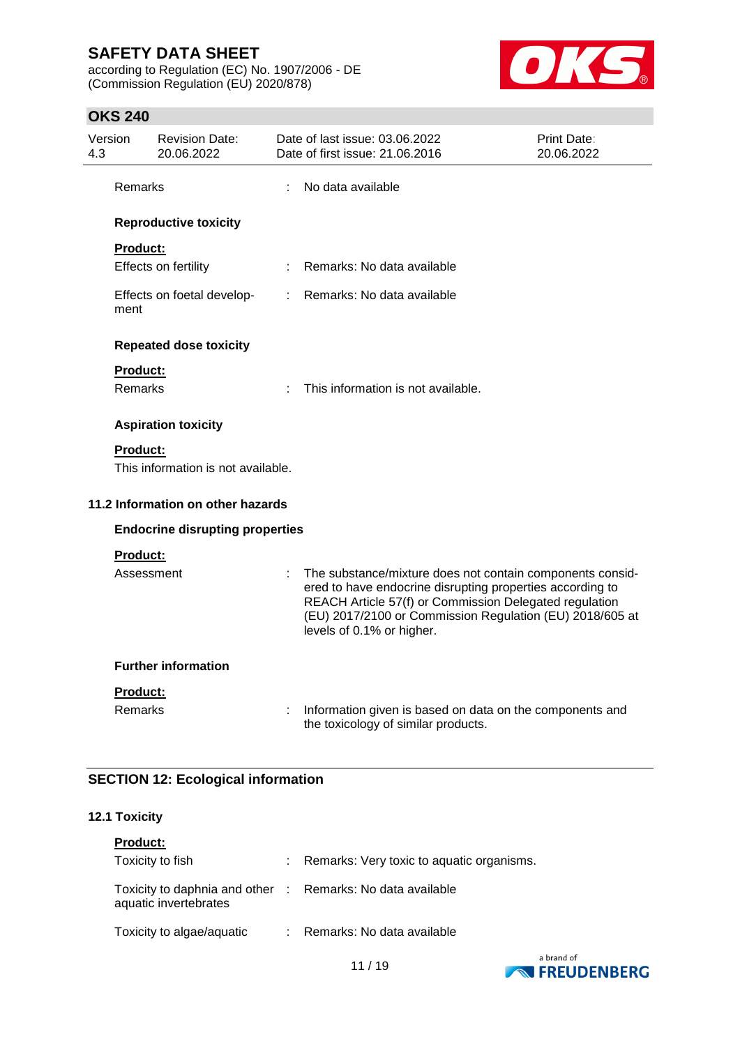Remarks : No data available

**Reproductive toxicity**

**Product:**

Effects on fertility : Remarks: No data available

Effects on foetal development : Remarks: No data available

**Repeated dose toxicity**

**Product:**

Remarks : This information is not available.

**Aspiration toxicity**

**Product:**

This information is not available.

### 11.2 Information on other hazards

**Endocrine disrupting properties**

**Product:**

Assessment : The substance/mixture does not contain components considered to have endocrine disrupting properties according to REACH Article 57(f) or Commission Delegated regulation (EU) 2017/2100 or Commission Regulation (EU) 2018/605 at levels of 0.1% or higher.

**Further information**

**Product:**

Remarks : Information given is based on data on the components and the toxicology of similar products.

## SECTION 12: Ecological information

### 12.1 Toxicity

**Product:**

Toxicity to fish : Remarks: Very toxic to aquatic organisms.

Toxicity to daphnia and other aquatic invertebrates : Remarks: No data available

Toxicity to algae/aquatic : Remarks: No data available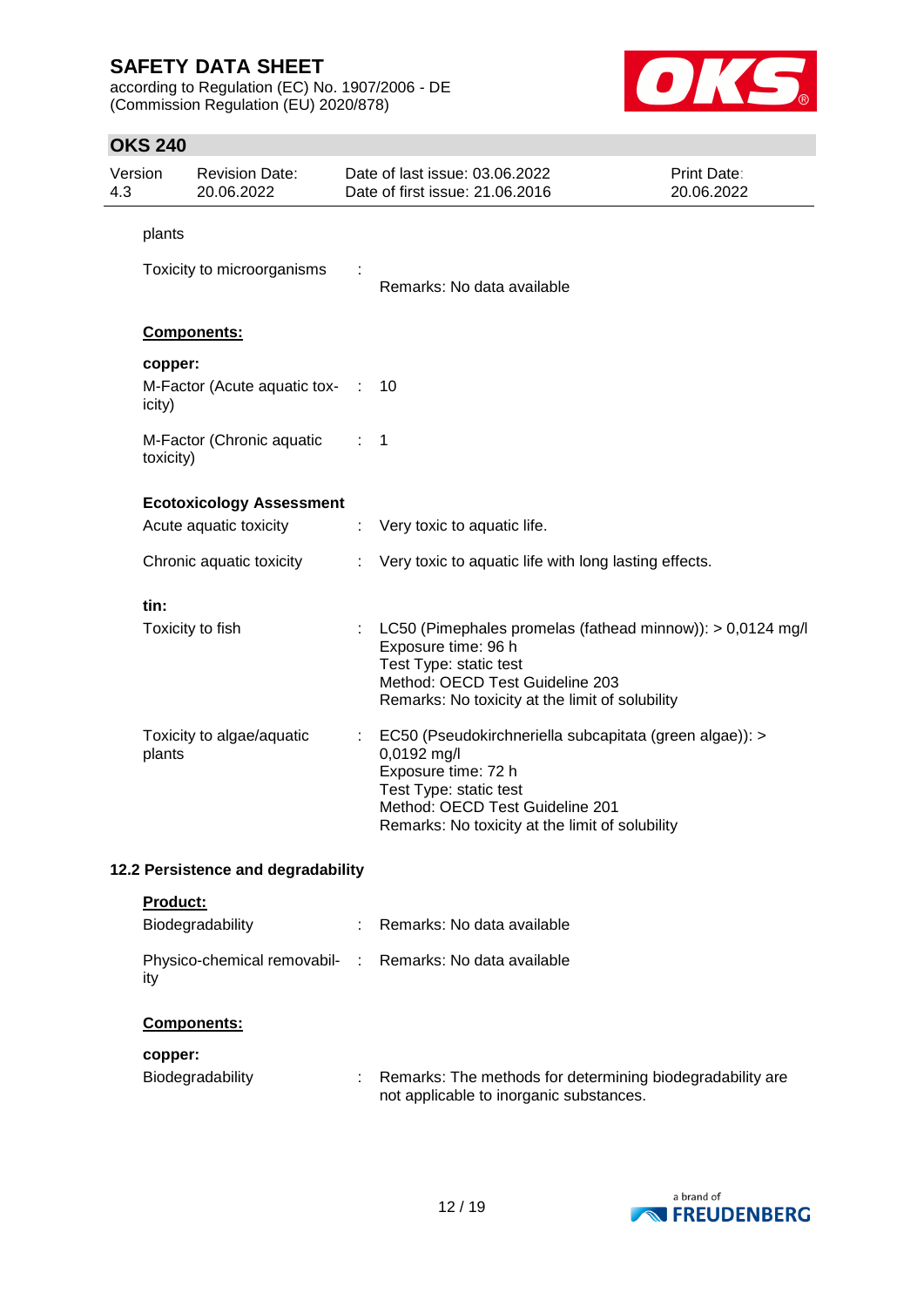plants

| | | |
|---|---|---|
| Toxicity to microorganisms | : | Remarks: No data available |

**Components:**

**copper:**

| | | |
|---|---|---|
| M-Factor (Acute aquatic toxicity) | : | 10 |
| M-Factor (Chronic aquatic toxicity) | : | 1 |

**Ecotoxicology Assessment**

| | | |
|---|---|---|
| Acute aquatic toxicity | : | Very toxic to aquatic life. |
| Chronic aquatic toxicity | : | Very toxic to aquatic life with long lasting effects. |

**tin:**

| | | |
|---|---|---|
| Toxicity to fish | : | LC50 (Pimephales promelas (fathead minnow)): > 0,0124 mg/l<br>Exposure time: 96 h<br>Test Type: static test<br>Method: OECD Test Guideline 203<br>Remarks: No toxicity at the limit of solubility |
| Toxicity to algae/aquatic plants | : | EC50 (Pseudokirchneriella subcapitata (green algae)): > 0,0192 mg/l<br>Exposure time: 72 h<br>Test Type: static test<br>Method: OECD Test Guideline 201<br>Remarks: No toxicity at the limit of solubility |

### 12.2 Persistence and degradability

**Product:**

| | | |
|---|---|---|
| Biodegradability | : | Remarks: No data available |
| Physico-chemical removability | : | Remarks: No data available |

**Components:**

**copper:**

| | | |
|---|---|---|
| Biodegradability | : | Remarks: The methods for determining biodegradability are not applicable to inorganic substances. |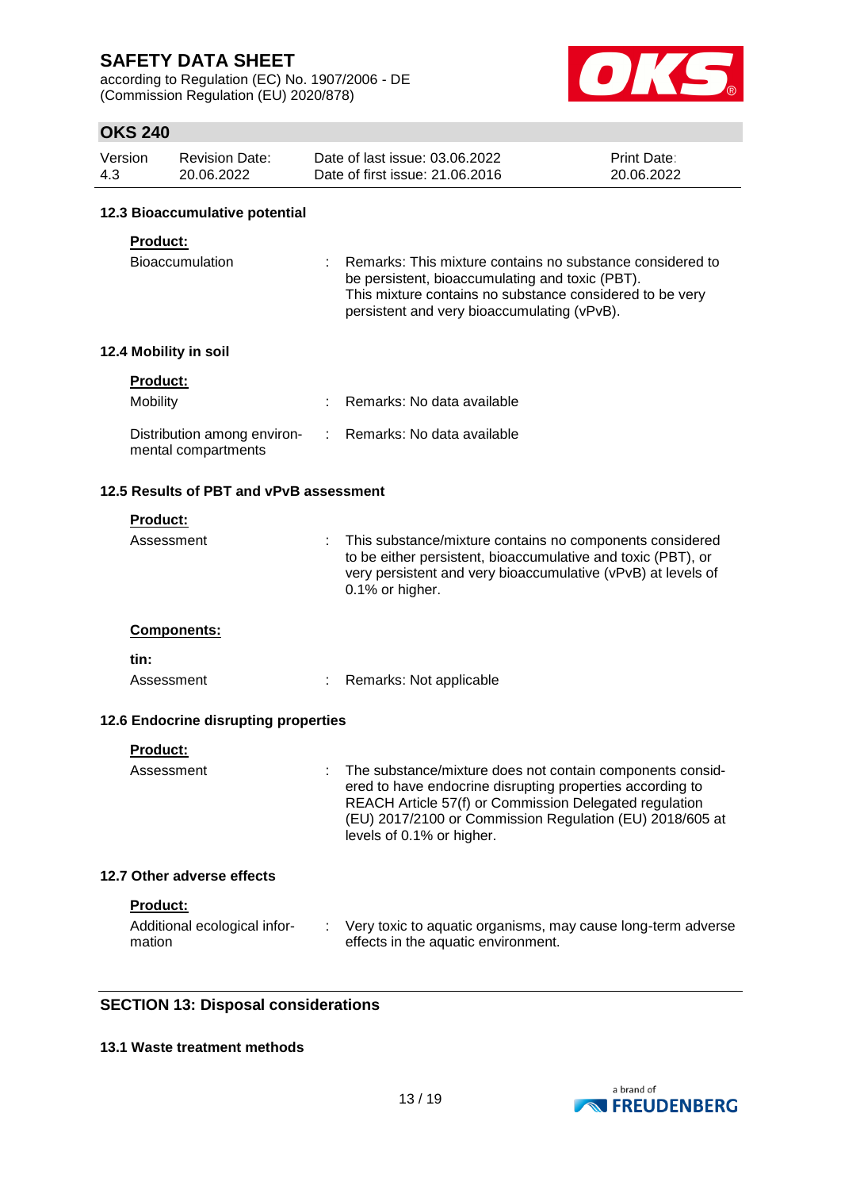### 12.3 Bioaccumulative potential

**Product:**

| | |
|---|---|
| Bioaccumulation | : Remarks: This mixture contains no substance considered to be persistent, bioaccumulating and toxic (PBT). This mixture contains no substance considered to be very persistent and very bioaccumulating (vPvB). |

### 12.4 Mobility in soil

**Product:**

| | |
|---|---|
| Mobility | : Remarks: No data available |
| Distribution among environmental compartments | : Remarks: No data available |

### 12.5 Results of PBT and vPvB assessment

**Product:**

| | |
|---|---|
| Assessment | : This substance/mixture contains no components considered to be either persistent, bioaccumulative and toxic (PBT), or very persistent and very bioaccumulative (vPvB) at levels of 0.1% or higher. |

**Components:**

**tin:**

| | |
|---|---|
| Assessment | : Remarks: Not applicable |

### 12.6 Endocrine disrupting properties

**Product:**

| | |
|---|---|
| Assessment | : The substance/mixture does not contain components considered to have endocrine disrupting properties according to REACH Article 57(f) or Commission Delegated regulation (EU) 2017/2100 or Commission Regulation (EU) 2018/605 at levels of 0.1% or higher. |

### 12.7 Other adverse effects

**Product:**

| | |
|---|---|
| Additional ecological information | : Very toxic to aquatic organisms, may cause long-term adverse effects in the aquatic environment. |

## SECTION 13: Disposal considerations

### 13.1 Waste treatment methods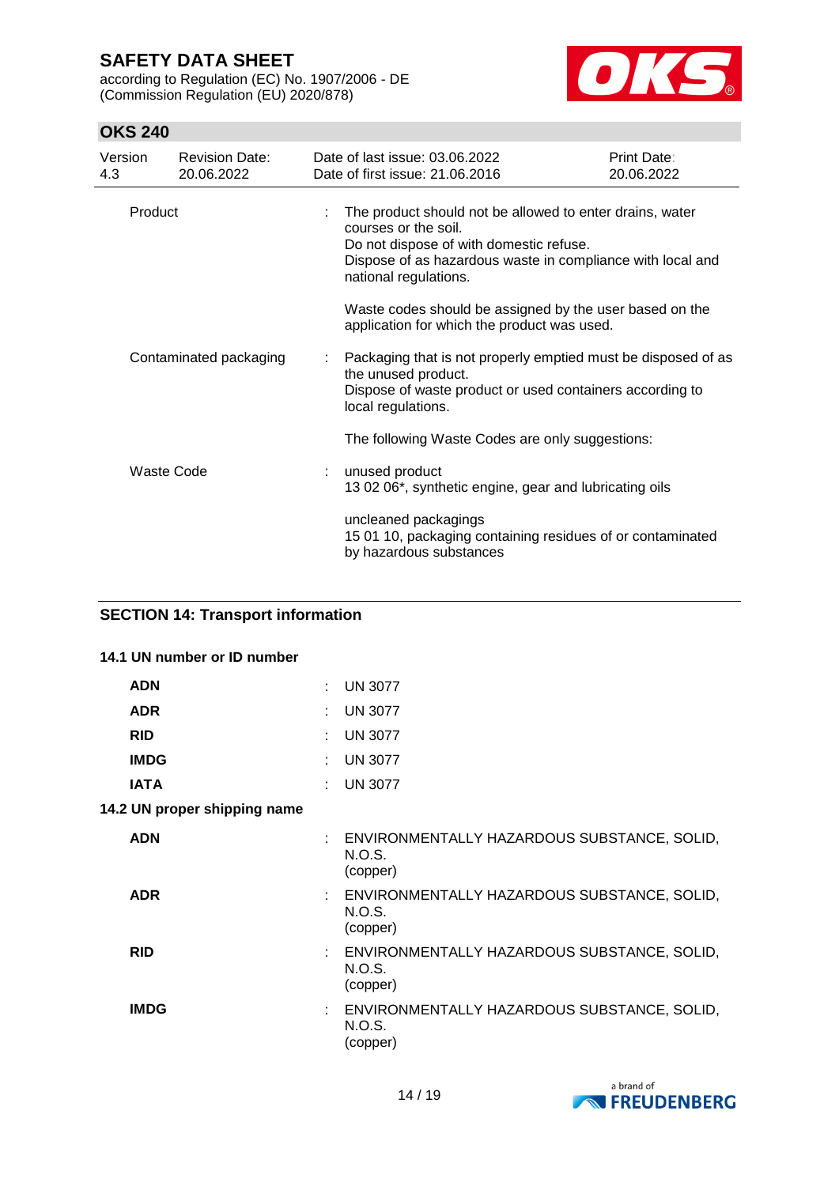| | | |
|---|---|---|
| Product | : | The product should not be allowed to enter drains, water courses or the soil.<br>Do not dispose of with domestic refuse.<br>Dispose of as hazardous waste in compliance with local and national regulations.<br><br>Waste codes should be assigned by the user based on the application for which the product was used. |
| Contaminated packaging | : | Packaging that is not properly emptied must be disposed of as the unused product.<br>Dispose of waste product or used containers according to local regulations.<br><br>The following Waste Codes are only suggestions: |
| Waste Code | : | unused product<br>13 02 06*, synthetic engine, gear and lubricating oils<br><br>uncleaned packagings<br>15 01 10, packaging containing residues of or contaminated by hazardous substances |

## SECTION 14: Transport information

### 14.1 UN number or ID number

| | | |
|---|---|---|
| **ADN** | : | UN 3077 |
| **ADR** | : | UN 3077 |
| **RID** | : | UN 3077 |
| **IMDG** | : | UN 3077 |
| **IATA** | : | UN 3077 |

### 14.2 UN proper shipping name

| | | |
|---|---|---|
| **ADN** | : | ENVIRONMENTALLY HAZARDOUS SUBSTANCE, SOLID, N.O.S.<br>(copper) |
| **ADR** | : | ENVIRONMENTALLY HAZARDOUS SUBSTANCE, SOLID, N.O.S.<br>(copper) |
| **RID** | : | ENVIRONMENTALLY HAZARDOUS SUBSTANCE, SOLID, N.O.S.<br>(copper) |
| **IMDG** | : | ENVIRONMENTALLY HAZARDOUS SUBSTANCE, SOLID, N.O.S.<br>(copper) |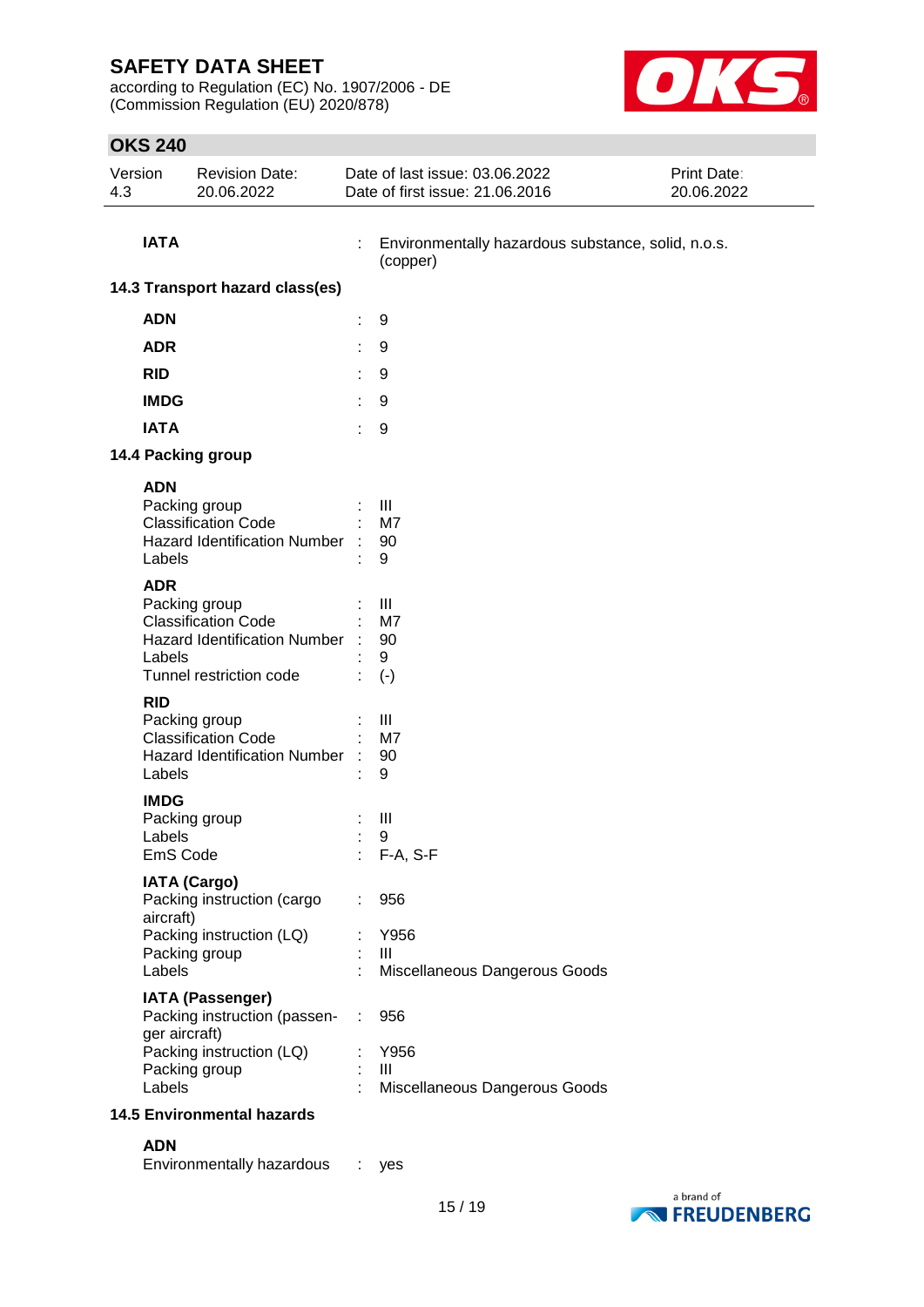**IATA** : Environmentally hazardous substance, solid, n.o.s. (copper)

### 14.3 Transport hazard class(es)

| | |
|---|---|
| **ADN** | 9 |
| **ADR** | 9 |
| **RID** | 9 |
| **IMDG** | 9 |
| **IATA** | 9 |

### 14.4 Packing group

**ADN**

| | |
|---|---|
| Packing group | III |
| Classification Code | M7 |
| Hazard Identification Number | 90 |
| Labels | 9 |

**ADR**

| | |
|---|---|
| Packing group | III |
| Classification Code | M7 |
| Hazard Identification Number | 90 |
| Labels | 9 |
| Tunnel restriction code | (-) |

**RID**

| | |
|---|---|
| Packing group | III |
| Classification Code | M7 |
| Hazard Identification Number | 90 |
| Labels | 9 |

**IMDG**

| | |
|---|---|
| Packing group | III |
| Labels | 9 |
| EmS Code | F-A, S-F |

**IATA (Cargo)**

| | |
|---|---|
| Packing instruction (cargo aircraft) | 956 |
| Packing instruction (LQ) | Y956 |
| Packing group | III |
| Labels | Miscellaneous Dangerous Goods |

**IATA (Passenger)**

| | |
|---|---|
| Packing instruction (passenger aircraft) | 956 |
| Packing instruction (LQ) | Y956 |
| Packing group | III |
| Labels | Miscellaneous Dangerous Goods |

### 14.5 Environmental hazards

**ADN**

| | |
|---|---|
| Environmentally hazardous | yes |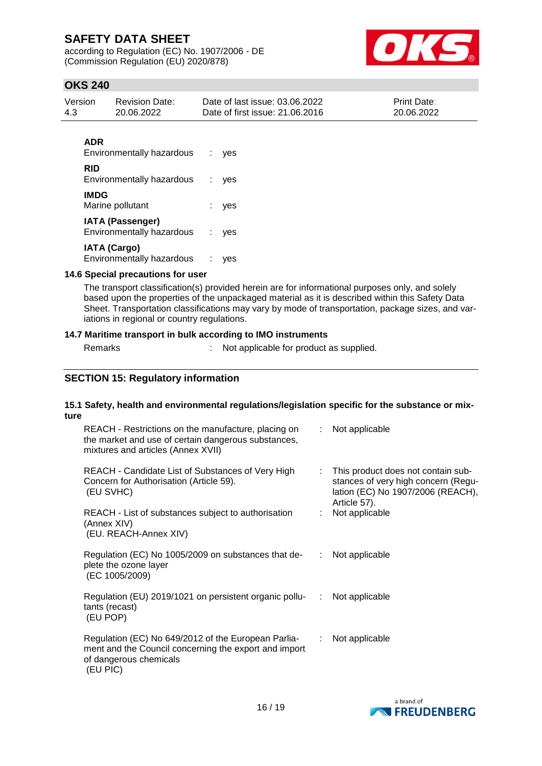**ADR**

Environmentally hazardous : yes

**RID**

Environmentally hazardous : yes

**IMDG**

Marine pollutant : yes

**IATA (Passenger)**

Environmentally hazardous : yes

**IATA (Cargo)**

Environmentally hazardous : yes

**14.6 Special precautions for user**

The transport classification(s) provided herein are for informational purposes only, and solely based upon the properties of the unpackaged material as it is described within this Safety Data Sheet. Transportation classifications may vary by mode of transportation, package sizes, and variations in regional or country regulations.

**14.7 Maritime transport in bulk according to IMO instruments**

Remarks : Not applicable for product as supplied.

## SECTION 15: Regulatory information

**15.1 Safety, health and environmental regulations/legislation specific for the substance or mixture**

| | |
|---|---|
| REACH - Restrictions on the manufacture, placing on the market and use of certain dangerous substances, mixtures and articles (Annex XVII) | : Not applicable |
| REACH - Candidate List of Substances of Very High Concern for Authorisation (Article 59). (EU SVHC) | : This product does not contain substances of very high concern (Regulation (EC) No 1907/2006 (REACH), Article 57). |
| REACH - List of substances subject to authorisation (Annex XIV) (EU. REACH-Annex XIV) | : Not applicable |
| Regulation (EC) No 1005/2009 on substances that deplete the ozone layer (EC 1005/2009) | : Not applicable |
| Regulation (EU) 2019/1021 on persistent organic pollutants (recast) (EU POP) | : Not applicable |
| Regulation (EC) No 649/2012 of the European Parliament and the Council concerning the export and import of dangerous chemicals (EU PIC) | : Not applicable |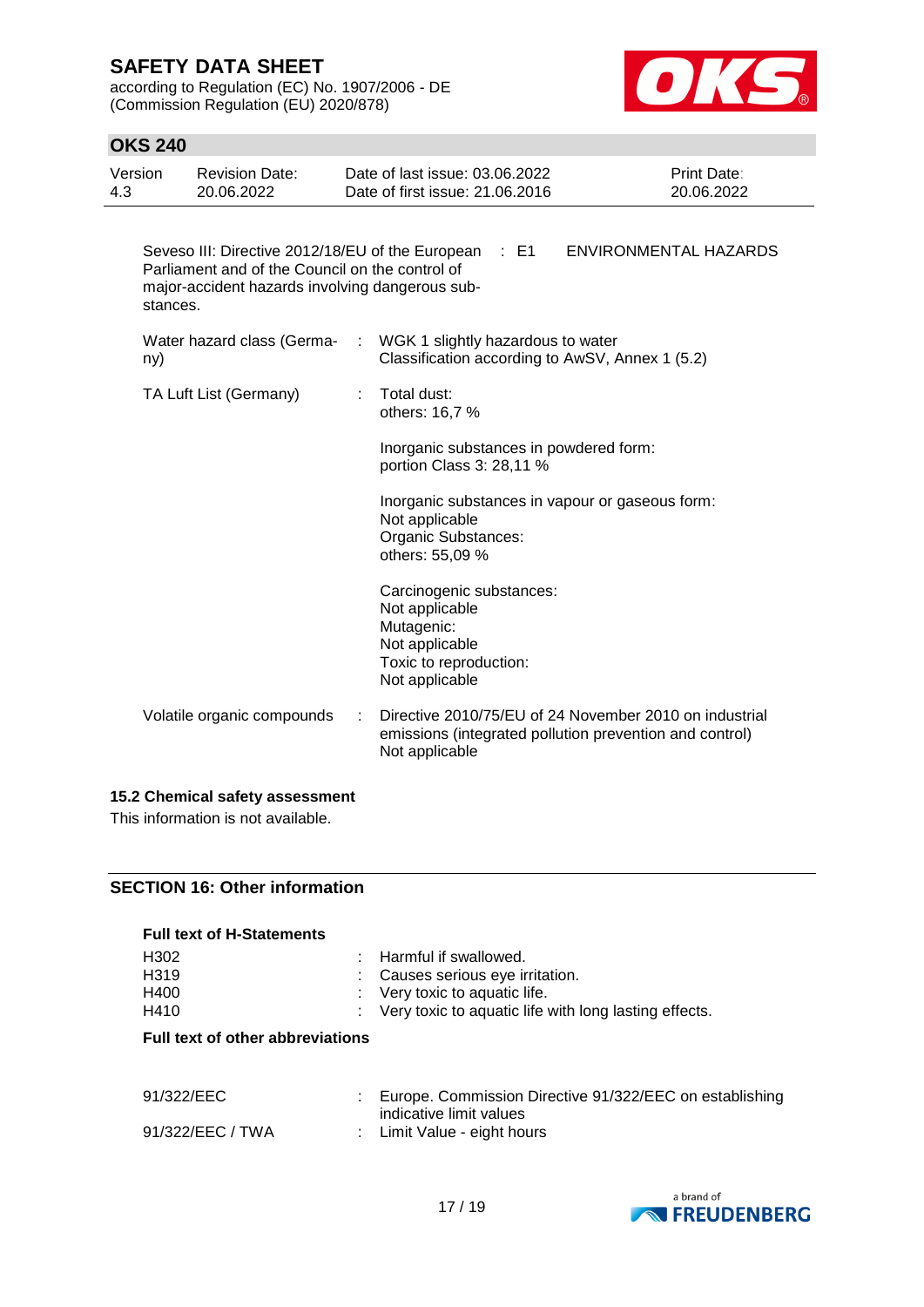| | | |
|---|---|---|
| Seveso III: Directive 2012/18/EU of the European Parliament and of the Council on the control of major-accident hazards involving dangerous substances. | : | E1 ENVIRONMENTAL HAZARDS |
| Water hazard class (Germany) | : | WGK 1 slightly hazardous to water<br>Classification according to AwSV, Annex 1 (5.2) |
| TA Luft List (Germany) | : | Total dust:<br>others: 16,7 %<br><br>Inorganic substances in powdered form:<br>portion Class 3: 28,11 %<br><br>Inorganic substances in vapour or gaseous form:<br>Not applicable<br>Organic Substances:<br>others: 55,09 %<br><br>Carcinogenic substances:<br>Not applicable<br>Mutagenic:<br>Not applicable<br>Toxic to reproduction:<br>Not applicable |
| Volatile organic compounds | : | Directive 2010/75/EU of 24 November 2010 on industrial emissions (integrated pollution prevention and control)<br>Not applicable |

### 15.2 Chemical safety assessment

This information is not available.

## SECTION 16: Other information

**Full text of H-Statements**

| | | |
|---|---|---|
| H302 | : | Harmful if swallowed. |
| H319 | : | Causes serious eye irritation. |
| H400 | : | Very toxic to aquatic life. |
| H410 | : | Very toxic to aquatic life with long lasting effects. |

**Full text of other abbreviations**

| | | |
|---|---|---|
| 91/322/EEC | : | Europe. Commission Directive 91/322/EEC on establishing indicative limit values |
| 91/322/EEC / TWA | : | Limit Value - eight hours |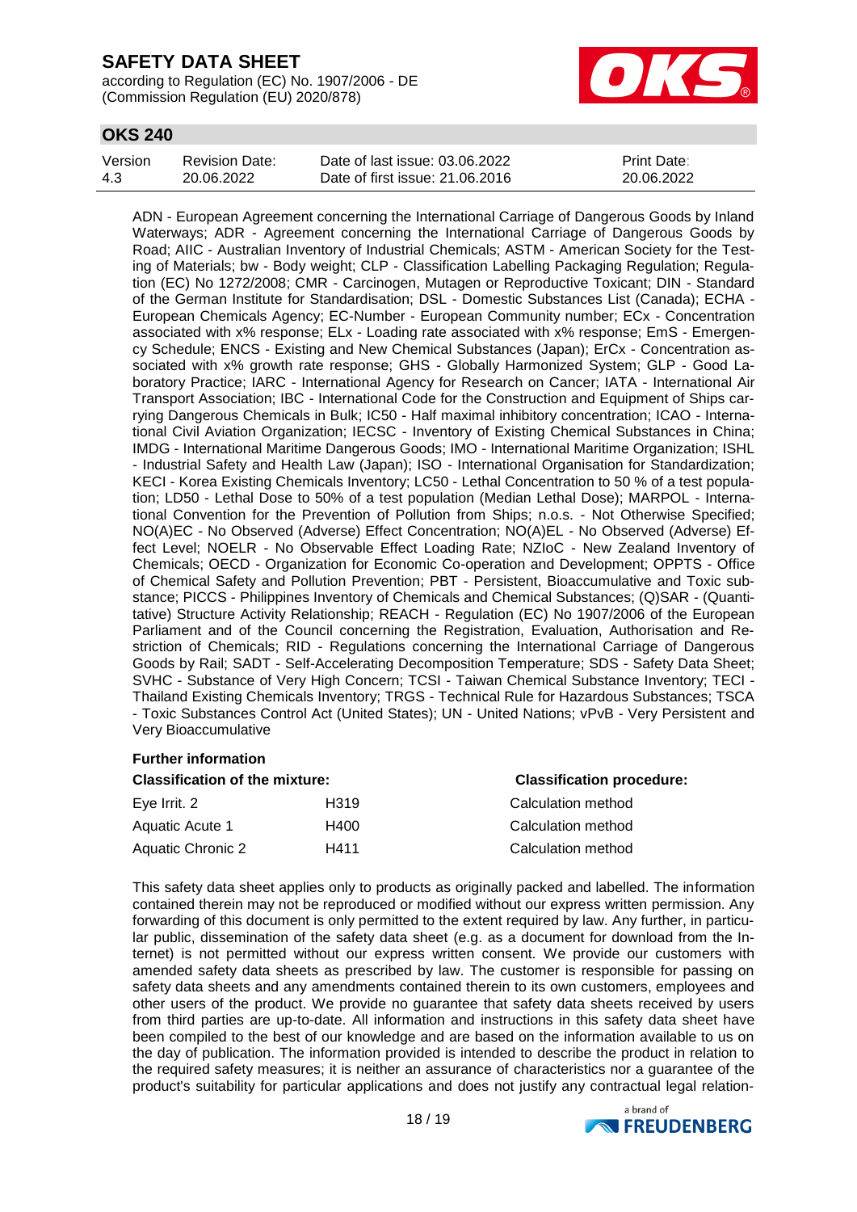ADN - European Agreement concerning the International Carriage of Dangerous Goods by Inland Waterways; ADR - Agreement concerning the International Carriage of Dangerous Goods by Road; AIIC - Australian Inventory of Industrial Chemicals; ASTM - American Society for the Testing of Materials; bw - Body weight; CLP - Classification Labelling Packaging Regulation; Regulation (EC) No 1272/2008; CMR - Carcinogen, Mutagen or Reproductive Toxicant; DIN - Standard of the German Institute for Standardisation; DSL - Domestic Substances List (Canada); ECHA - European Chemicals Agency; EC-Number - European Community number; ECx - Concentration associated with x% response; ELx - Loading rate associated with x% response; EmS - Emergency Schedule; ENCS - Existing and New Chemical Substances (Japan); ErCx - Concentration associated with x% growth rate response; GHS - Globally Harmonized System; GLP - Good Laboratory Practice; IARC - International Agency for Research on Cancer; IATA - International Air Transport Association; IBC - International Code for the Construction and Equipment of Ships carrying Dangerous Chemicals in Bulk; IC50 - Half maximal inhibitory concentration; ICAO - International Civil Aviation Organization; IECSC - Inventory of Existing Chemical Substances in China; IMDG - International Maritime Dangerous Goods; IMO - International Maritime Organization; ISHL - Industrial Safety and Health Law (Japan); ISO - International Organisation for Standardization; KECI - Korea Existing Chemicals Inventory; LC50 - Lethal Concentration to 50 % of a test population; LD50 - Lethal Dose to 50% of a test population (Median Lethal Dose); MARPOL - International Convention for the Prevention of Pollution from Ships; n.o.s. - Not Otherwise Specified; NO(A)EC - No Observed (Adverse) Effect Concentration; NO(A)EL - No Observed (Adverse) Effect Level; NOELR - No Observable Effect Loading Rate; NZIoC - New Zealand Inventory of Chemicals; OECD - Organization for Economic Co-operation and Development; OPPTS - Office of Chemical Safety and Pollution Prevention; PBT - Persistent, Bioaccumulative and Toxic substance; PICCS - Philippines Inventory of Chemicals and Chemical Substances; (Q)SAR - (Quantitative) Structure Activity Relationship; REACH - Regulation (EC) No 1907/2006 of the European Parliament and of the Council concerning the Registration, Evaluation, Authorisation and Restriction of Chemicals; RID - Regulations concerning the International Carriage of Dangerous Goods by Rail; SADT - Self-Accelerating Decomposition Temperature; SDS - Safety Data Sheet; SVHC - Substance of Very High Concern; TCSI - Taiwan Chemical Substance Inventory; TECI - Thailand Existing Chemicals Inventory; TRGS - Technical Rule for Hazardous Substances; TSCA - Toxic Substances Control Act (United States); UN - United Nations; vPvB - Very Persistent and Very Bioaccumulative

**Further information**

| Classification of the mixture: | | Classification procedure: |
|---|---|---|
| Eye Irrit. 2 | H319 | Calculation method |
| Aquatic Acute 1 | H400 | Calculation method |
| Aquatic Chronic 2 | H411 | Calculation method |

This safety data sheet applies only to products as originally packed and labelled. The information contained therein may not be reproduced or modified without our express written permission. Any forwarding of this document is only permitted to the extent required by law. Any further, in particular public, dissemination of the safety data sheet (e.g. as a document for download from the Internet) is not permitted without our express written consent. We provide our customers with amended safety data sheets as prescribed by law. The customer is responsible for passing on safety data sheets and any amendments contained therein to its own customers, employees and other users of the product. We provide no guarantee that safety data sheets received by users from third parties are up-to-date. All information and instructions in this safety data sheet have been compiled to the best of our knowledge and are based on the information available to us on the day of publication. The information provided is intended to describe the product in relation to the required safety measures; it is neither an assurance of characteristics nor a guarantee of the product's suitability for particular applications and does not justify any contractual legal relation-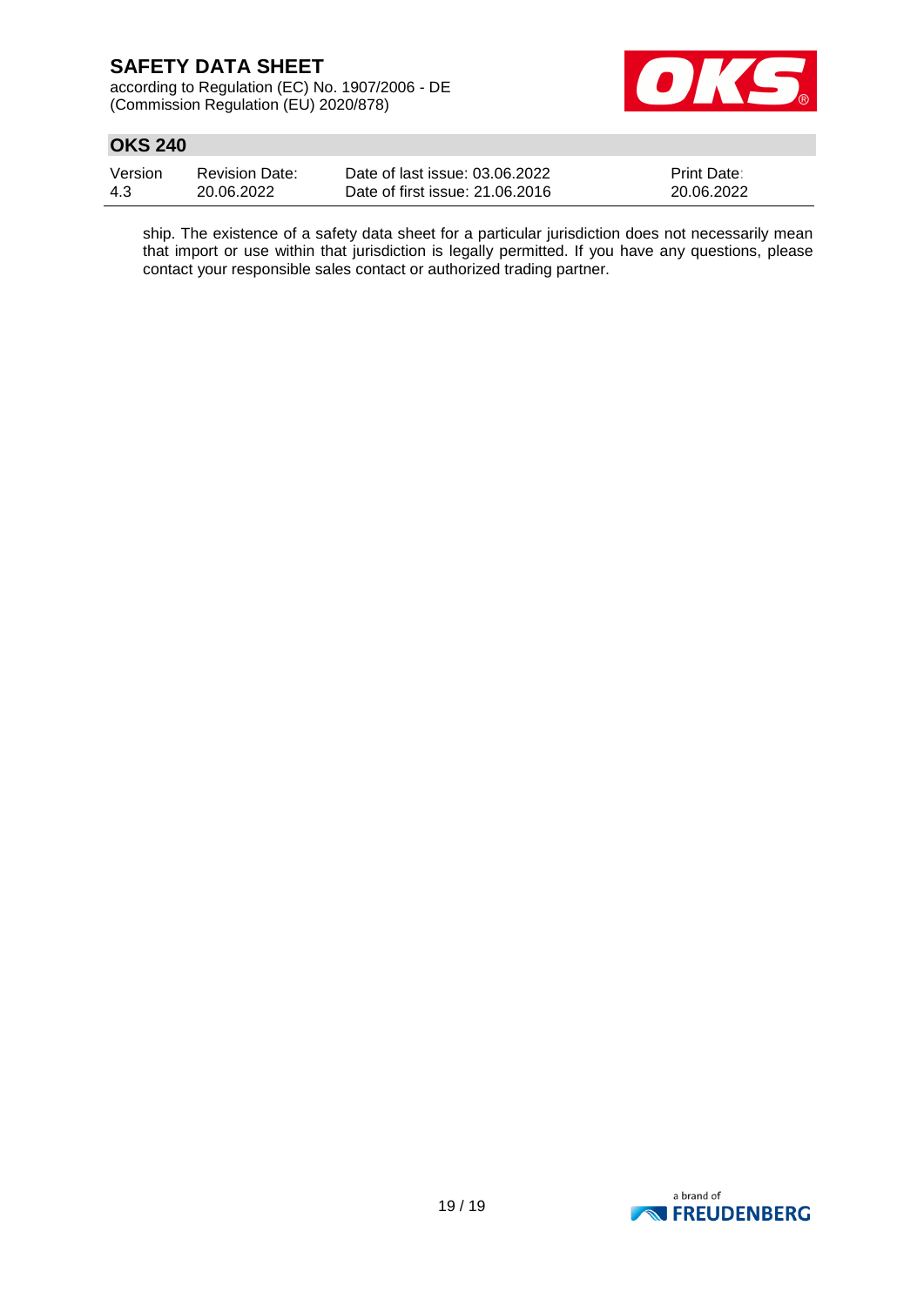ship. The existence of a safety data sheet for a particular jurisdiction does not necessarily mean that import or use within that jurisdiction is legally permitted. If you have any questions, please contact your responsible sales contact or authorized trading partner.